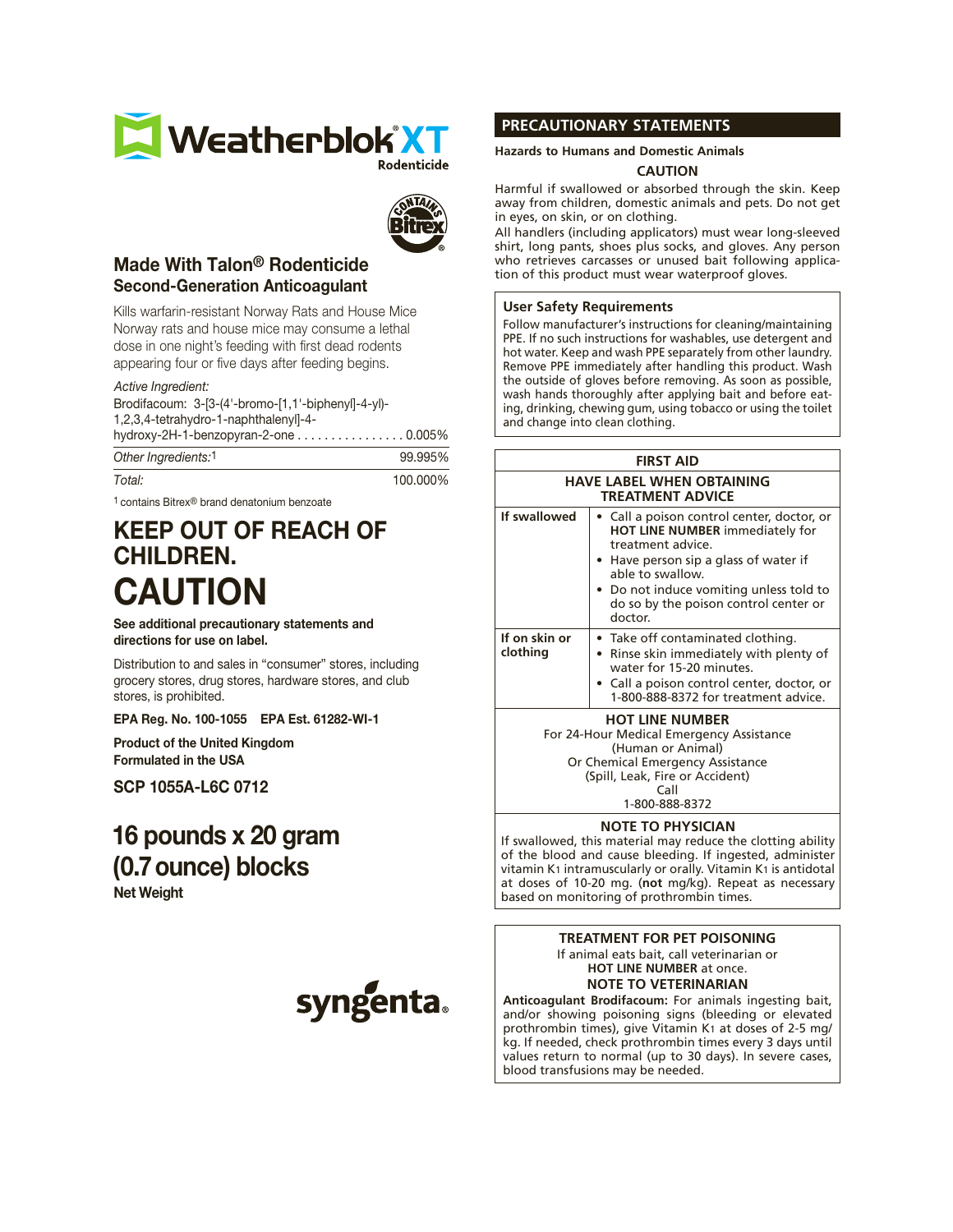# Weatherblok XT

Rodenticide

CONTAINS Bitrex

## Made With Talon® Rodenticide
### Second-Generation Anticoagulant

Kills warfarin-resistant Norway Rats and House Mice Norway rats and house mice may consume a lethal dose in one night's feeding with first dead rodents appearing four or five days after feeding begins.

*Active Ingredient:*

| | |
|---|---|
| Brodifacoum: 3-[3-(4'-bromo-[1,1'-biphenyl]-4-yl)-1,2,3,4-tetrahydro-1-naphthalenyl]-4-hydroxy-2H-1-benzopyran-2-one | 0.005% |
| *Other Ingredients:*[1] | 99.995% |
| *Total:* | 100.000% |

[1] contains Bitrex® brand denatonium benzoate

# KEEP OUT OF REACH OF CHILDREN.
# CAUTION

**See additional precautionary statements and directions for use on label.**

Distribution to and sales in "consumer" stores, including grocery stores, drug stores, hardware stores, and club stores, is prohibited.

**EPA Reg. No. 100-1055 EPA Est. 61282-WI-1**

**Product of the United Kingdom**
**Formulated in the USA**

**SCP 1055A-L6C 0712**

## 16 pounds x 20 gram (0.7 ounce) blocks
**Net Weight**

syngenta

## PRECAUTIONARY STATEMENTS

**Hazards to Humans and Domestic Animals**

**CAUTION**

Harmful if swallowed or absorbed through the skin. Keep away from children, domestic animals and pets. Do not get in eyes, on skin, or on clothing.

All handlers (including applicators) must wear long-sleeved shirt, long pants, shoes plus socks, and gloves. Any person who retrieves carcasses or unused bait following application of this product must wear waterproof gloves.

**User Safety Requirements**

Follow manufacturer's instructions for cleaning/maintaining PPE. If no such instructions for washables, use detergent and hot water. Keep and wash PPE separately from other laundry. Remove PPE immediately after handling this product. Wash the outside of gloves before removing. As soon as possible, wash hands thoroughly after applying bait and before eating, drinking, chewing gum, using tobacco or using the toilet and change into clean clothing.

| FIRST AID | |
|---|---|
| **HAVE LABEL WHEN OBTAINING TREATMENT ADVICE** | |
| **If swallowed** | • Call a poison control center, doctor, or **HOT LINE NUMBER** immediately for treatment advice.<br>• Have person sip a glass of water if able to swallow.<br>• Do not induce vomiting unless told to do so by the poison control center or doctor. |
| **If on skin or clothing** | • Take off contaminated clothing.<br>• Rinse skin immediately with plenty of water for 15-20 minutes.<br>• Call a poison control center, doctor, or 1-800-888-8372 for treatment advice. |
| **HOT LINE NUMBER**<br>For 24-Hour Medical Emergency Assistance (Human or Animal) Or Chemical Emergency Assistance (Spill, Leak, Fire or Accident) Call 1-800-888-8372 | |
| **NOTE TO PHYSICIAN**<br>If swallowed, this material may reduce the clotting ability of the blood and cause bleeding. If ingested, administer vitamin $K_1$ intramuscularly or orally. Vitamin $K_1$ is antidotal at doses of 10-20 mg. (**not** mg/kg). Repeat as necessary based on monitoring of prothrombin times. | |

**TREATMENT FOR PET POISONING**

If animal eats bait, call veterinarian or **HOT LINE NUMBER** at once.

**NOTE TO VETERINARIAN**

**Anticoagulant Brodifacoum:** For animals ingesting bait, and/or showing poisoning signs (bleeding or elevated prothrombin times), give Vitamin $K_1$ at doses of 2-5 mg/kg. If needed, check prothrombin times every 3 days until values return to normal (up to 30 days). In severe cases, blood transfusions may be needed.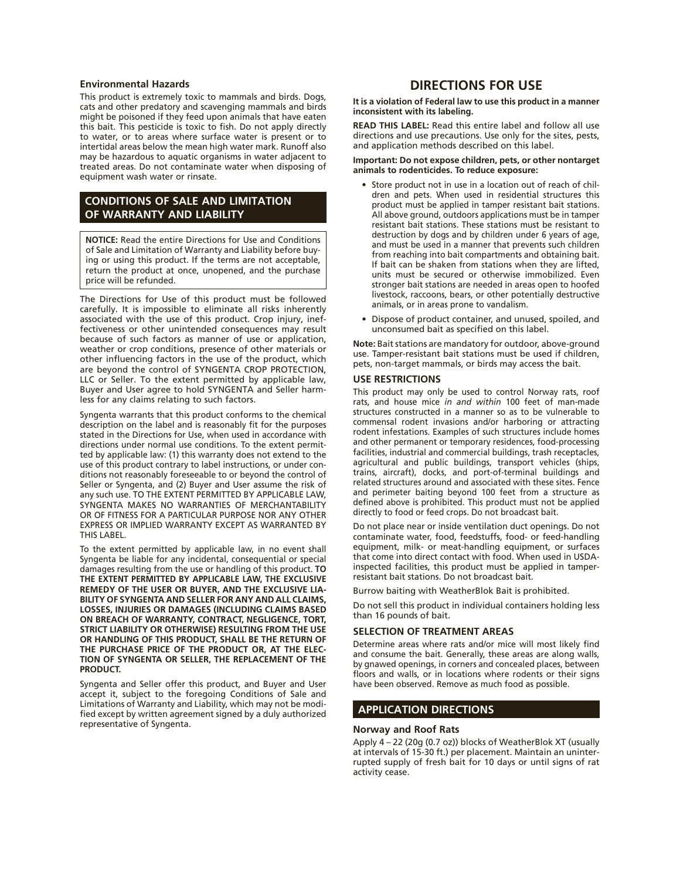### Environmental Hazards

This product is extremely toxic to mammals and birds. Dogs, cats and other predatory and scavenging mammals and birds might be poisoned if they feed upon animals that have eaten this bait. This pesticide is toxic to fish. Do not apply directly to water, or to areas where surface water is present or to intertidal areas below the mean high water mark. Runoff also may be hazardous to aquatic organisms in water adjacent to treated areas. Do not contaminate water when disposing of equipment wash water or rinsate.

## CONDITIONS OF SALE AND LIMITATION OF WARRANTY AND LIABILITY

**NOTICE:** Read the entire Directions for Use and Conditions of Sale and Limitation of Warranty and Liability before buying or using this product. If the terms are not acceptable, return the product at once, unopened, and the purchase price will be refunded.

The Directions for Use of this product must be followed carefully. It is impossible to eliminate all risks inherently associated with the use of this product. Crop injury, ineffectiveness or other unintended consequences may result because of such factors as manner of use or application, weather or crop conditions, presence of other materials or other influencing factors in the use of the product, which are beyond the control of SYNGENTA CROP PROTECTION, LLC or Seller. To the extent permitted by applicable law, Buyer and User agree to hold SYNGENTA and Seller harmless for any claims relating to such factors.

Syngenta warrants that this product conforms to the chemical description on the label and is reasonably fit for the purposes stated in the Directions for Use, when used in accordance with directions under normal use conditions. To the extent permitted by applicable law: (1) this warranty does not extend to the use of this product contrary to label instructions, or under conditions not reasonably foreseeable to or beyond the control of Seller or Syngenta, and (2) Buyer and User assume the risk of any such use. TO THE EXTENT PERMITTED BY APPLICABLE LAW, SYNGENTA MAKES NO WARRANTIES OF MERCHANTABILITY OR OF FITNESS FOR A PARTICULAR PURPOSE NOR ANY OTHER EXPRESS OR IMPLIED WARRANTY EXCEPT AS WARRANTED BY THIS LABEL.

To the extent permitted by applicable law, in no event shall Syngenta be liable for any incidental, consequential or special damages resulting from the use or handling of this product. **TO THE EXTENT PERMITTED BY APPLICABLE LAW, THE EXCLUSIVE REMEDY OF THE USER OR BUYER, AND THE EXCLUSIVE LIABILITY OF SYNGENTA AND SELLER FOR ANY AND ALL CLAIMS, LOSSES, INJURIES OR DAMAGES (INCLUDING CLAIMS BASED ON BREACH OF WARRANTY, CONTRACT, NEGLIGENCE, TORT, STRICT LIABILITY OR OTHERWISE) RESULTING FROM THE USE OR HANDLING OF THIS PRODUCT, SHALL BE THE RETURN OF THE PURCHASE PRICE OF THE PRODUCT OR, AT THE ELECTION OF SYNGENTA OR SELLER, THE REPLACEMENT OF THE PRODUCT.**

Syngenta and Seller offer this product, and Buyer and User accept it, subject to the foregoing Conditions of Sale and Limitations of Warranty and Liability, which may not be modified except by written agreement signed by a duly authorized representative of Syngenta.

# DIRECTIONS FOR USE

**It is a violation of Federal law to use this product in a manner inconsistent with its labeling.**

**READ THIS LABEL:** Read this entire label and follow all use directions and use precautions. Use only for the sites, pests, and application methods described on this label.

**Important: Do not expose children, pets, or other nontarget animals to rodenticides. To reduce exposure:**

- Store product not in use in a location out of reach of children and pets. When used in residential structures this product must be applied in tamper resistant bait stations. All above ground, outdoors applications must be in tamper resistant bait stations. These stations must be resistant to destruction by dogs and by children under 6 years of age, and must be used in a manner that prevents such children from reaching into bait compartments and obtaining bait. If bait can be shaken from stations when they are lifted, units must be secured or otherwise immobilized. Even stronger bait stations are needed in areas open to hoofed livestock, raccoons, bears, or other potentially destructive animals, or in areas prone to vandalism.
- Dispose of product container, and unused, spoiled, and unconsumed bait as specified on this label.

**Note:** Bait stations are mandatory for outdoor, above-ground use. Tamper-resistant bait stations must be used if children, pets, non-target mammals, or birds may access the bait.

### USE RESTRICTIONS

This product may only be used to control Norway rats, roof rats, and house mice *in and within* 100 feet of man-made structures constructed in a manner so as to be vulnerable to commensal rodent invasions and/or harboring or attracting rodent infestations. Examples of such structures include homes and other permanent or temporary residences, food-processing facilities, industrial and commercial buildings, trash receptacles, agricultural and public buildings, transport vehicles (ships, trains, aircraft), docks, and port-of-terminal buildings and related structures around and associated with these sites. Fence and perimeter baiting beyond 100 feet from a structure as defined above is prohibited. This product must not be applied directly to food or feed crops. Do not broadcast bait.

Do not place near or inside ventilation duct openings. Do not contaminate water, food, feedstuffs, food- or feed-handling equipment, milk- or meat-handling equipment, or surfaces that come into direct contact with food. When used in USDA-inspected facilities, this product must be applied in tamper-resistant bait stations. Do not broadcast bait.

Burrow baiting with WeatherBlok Bait is prohibited.

Do not sell this product in individual containers holding less than 16 pounds of bait.

### SELECTION OF TREATMENT AREAS

Determine areas where rats and/or mice will most likely find and consume the bait. Generally, these areas are along walls, by gnawed openings, in corners and concealed places, between floors and walls, or in locations where rodents or their signs have been observed. Remove as much food as possible.

## APPLICATION DIRECTIONS

### Norway and Roof Rats

Apply 4 – 22 (20g (0.7 oz)) blocks of WeatherBlok XT (usually at intervals of 15-30 ft.) per placement. Maintain an uninterrupted supply of fresh bait for 10 days or until signs of rat activity cease.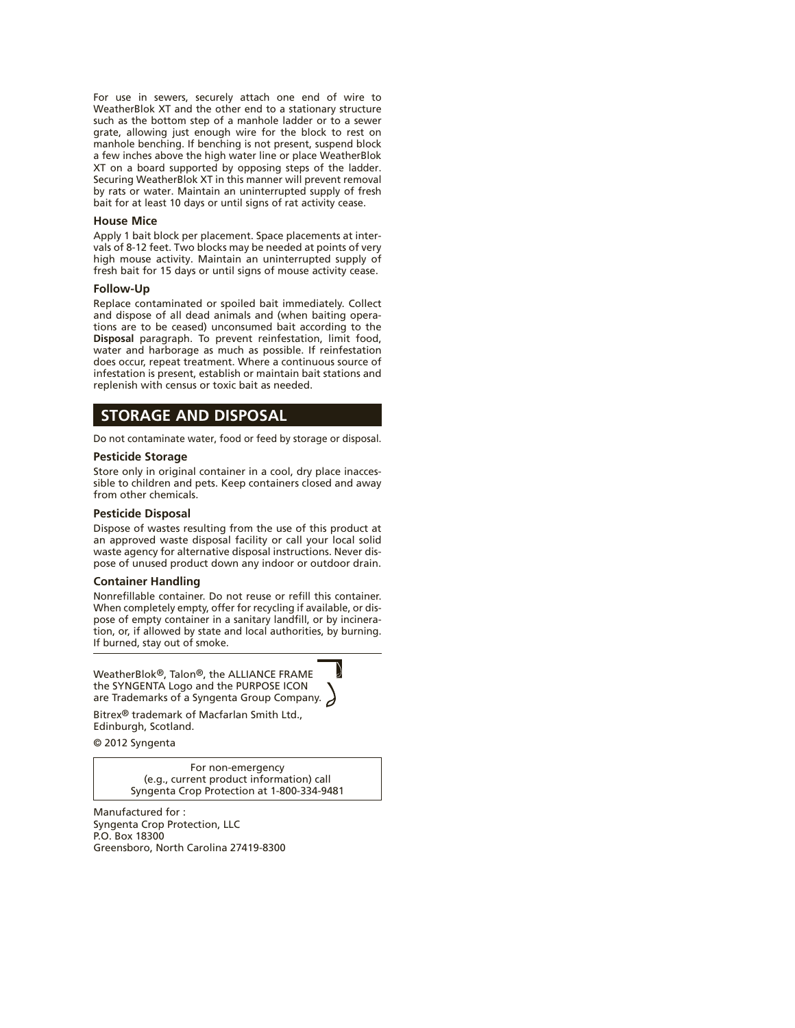For use in sewers, securely attach one end of wire to WeatherBlok XT and the other end to a stationary structure such as the bottom step of a manhole ladder or to a sewer grate, allowing just enough wire for the block to rest on manhole benching. If benching is not present, suspend block a few inches above the high water line or place WeatherBlok XT on a board supported by opposing steps of the ladder. Securing WeatherBlok XT in this manner will prevent removal by rats or water. Maintain an uninterrupted supply of fresh bait for at least 10 days or until signs of rat activity cease.

### House Mice

Apply 1 bait block per placement. Space placements at intervals of 8-12 feet. Two blocks may be needed at points of very high mouse activity. Maintain an uninterrupted supply of fresh bait for 15 days or until signs of mouse activity cease.

### Follow-Up

Replace contaminated or spoiled bait immediately. Collect and dispose of all dead animals and (when baiting operations are to be ceased) unconsumed bait according to the **Disposal** paragraph. To prevent reinfestation, limit food, water and harborage as much as possible. If reinfestation does occur, repeat treatment. Where a continuous source of infestation is present, establish or maintain bait stations and replenish with census or toxic bait as needed.

## STORAGE AND DISPOSAL

Do not contaminate water, food or feed by storage or disposal.

### Pesticide Storage

Store only in original container in a cool, dry place inaccessible to children and pets. Keep containers closed and away from other chemicals.

### Pesticide Disposal

Dispose of wastes resulting from the use of this product at an approved waste disposal facility or call your local solid waste agency for alternative disposal instructions. Never dispose of unused product down any indoor or outdoor drain.

### Container Handling

Nonrefillable container. Do not reuse or refill this container. When completely empty, offer for recycling if available, or dispose of empty container in a sanitary landfill, or by incineration, or, if allowed by state and local authorities, by burning. If burned, stay out of smoke.

---

WeatherBlok®, Talon®, the ALLIANCE FRAME the SYNGENTA Logo and the PURPOSE ICON are Trademarks of a Syngenta Group Company.

Bitrex® trademark of Macfarlan Smith Ltd., Edinburgh, Scotland.

© 2012 Syngenta

For non-emergency
(e.g., current product information) call
Syngenta Crop Protection at 1-800-334-9481

Manufactured for :
Syngenta Crop Protection, LLC
P.O. Box 18300
Greensboro, North Carolina 27419-8300